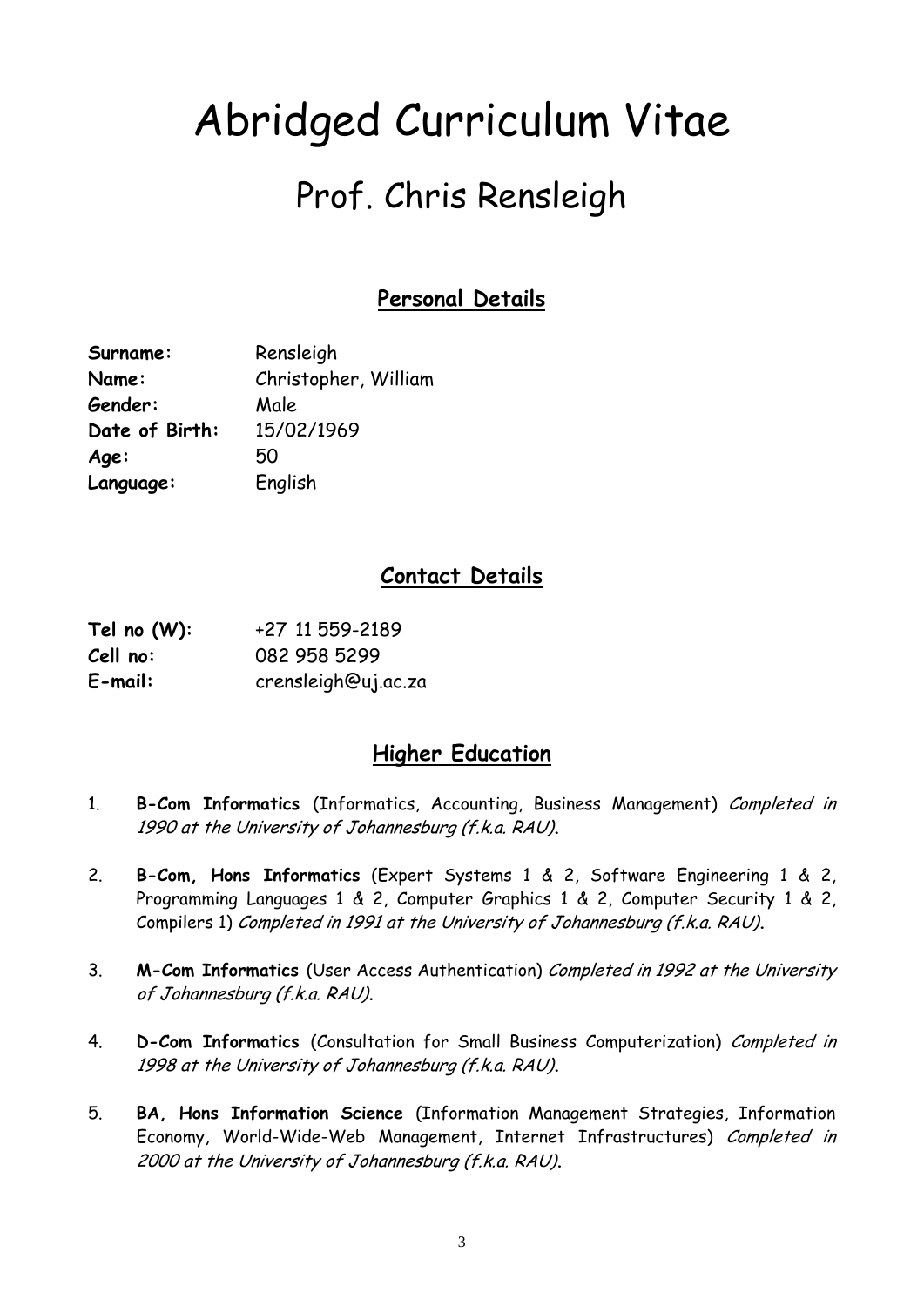# Abridged Curriculum Vitae

## Prof. Chris Rensleigh

### Personal Details

**Surname:** Rensleigh
**Name:** Christopher, William
**Gender:** Male
**Date of Birth:** 15/02/1969
**Age:** 50
**Language:** English

### Contact Details

**Tel no (W):** +27 11 559-2189
**Cell no:** 082 958 5299
**E-mail:** crensleigh@uj.ac.za

### Higher Education

1. **B-Com Informatics** (Informatics, Accounting, Business Management) *Completed in 1990 at the University of Johannesburg (f.k.a. RAU).*

2. **B-Com, Hons Informatics** (Expert Systems 1 & 2, Software Engineering 1 & 2, Programming Languages 1 & 2, Computer Graphics 1 & 2, Computer Security 1 & 2, Compilers 1) *Completed in 1991 at the University of Johannesburg (f.k.a. RAU).*

3. **M-Com Informatics** (User Access Authentication) *Completed in 1992 at the University of Johannesburg (f.k.a. RAU).*

4. **D-Com Informatics** (Consultation for Small Business Computerization) *Completed in 1998 at the University of Johannesburg (f.k.a. RAU).*

5. **BA, Hons Information Science** (Information Management Strategies, Information Economy, World-Wide-Web Management, Internet Infrastructures) *Completed in 2000 at the University of Johannesburg (f.k.a. RAU).*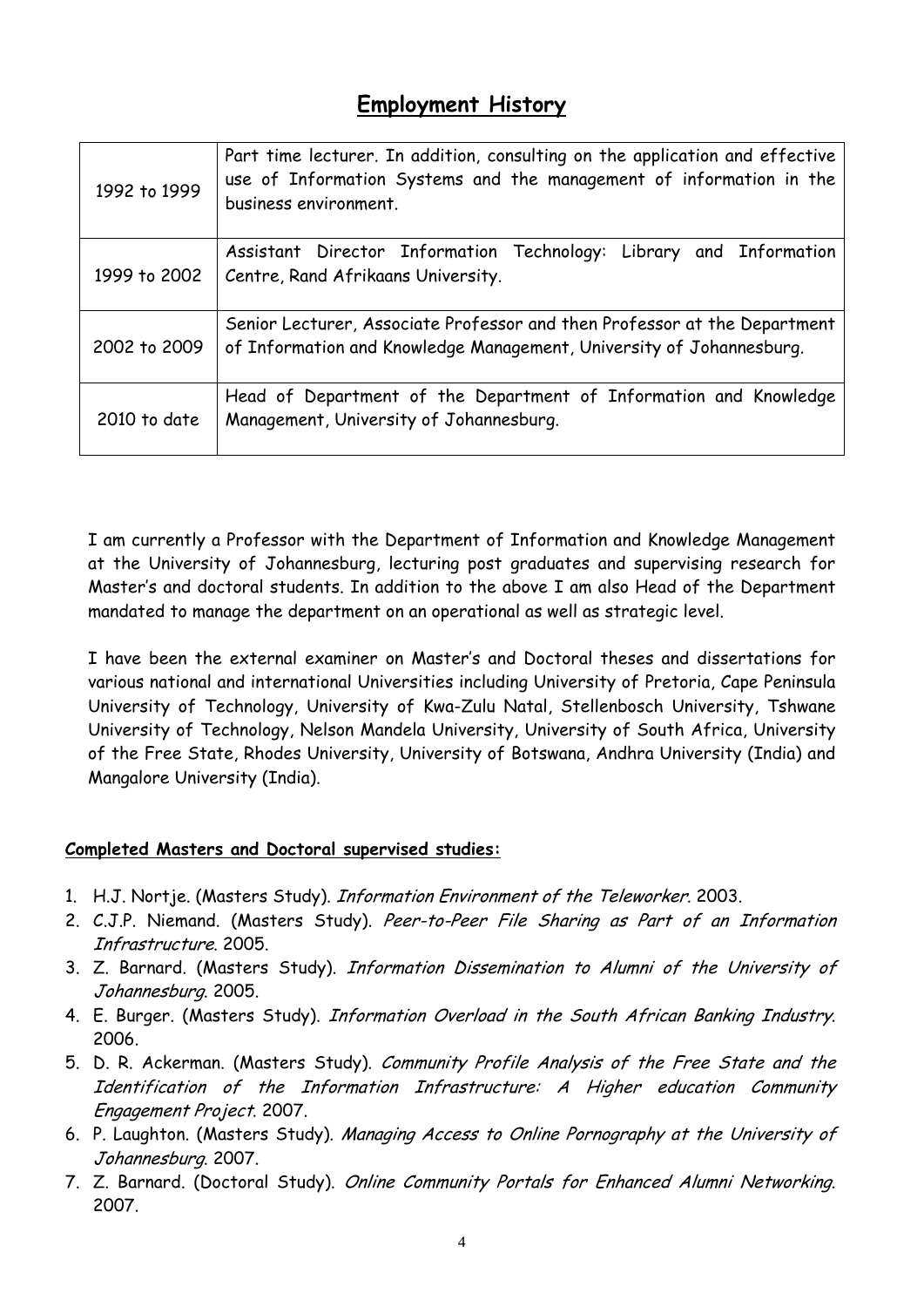# Employment History

| | |
|---|---|
| 1992 to 1999 | Part time lecturer. In addition, consulting on the application and effective use of Information Systems and the management of information in the business environment. |
| 1999 to 2002 | Assistant Director Information Technology: Library and Information Centre, Rand Afrikaans University. |
| 2002 to 2009 | Senior Lecturer, Associate Professor and then Professor at the Department of Information and Knowledge Management, University of Johannesburg. |
| 2010 to date | Head of Department of the Department of Information and Knowledge Management, University of Johannesburg. |

I am currently a Professor with the Department of Information and Knowledge Management at the University of Johannesburg, lecturing post graduates and supervising research for Master's and doctoral students. In addition to the above I am also Head of the Department mandated to manage the department on an operational as well as strategic level.

I have been the external examiner on Master's and Doctoral theses and dissertations for various national and international Universities including University of Pretoria, Cape Peninsula University of Technology, University of Kwa-Zulu Natal, Stellenbosch University, Tshwane University of Technology, Nelson Mandela University, University of South Africa, University of the Free State, Rhodes University, University of Botswana, Andhra University (India) and Mangalore University (India).

**Completed Masters and Doctoral supervised studies:**

1. H.J. Nortje. (Masters Study). *Information Environment of the Teleworker*. 2003.
2. C.J.P. Niemand. (Masters Study). *Peer-to-Peer File Sharing as Part of an Information Infrastructure*. 2005.
3. Z. Barnard. (Masters Study). *Information Dissemination to Alumni of the University of Johannesburg*. 2005.
4. E. Burger. (Masters Study). *Information Overload in the South African Banking Industry*. 2006.
5. D. R. Ackerman. (Masters Study). *Community Profile Analysis of the Free State and the Identification of the Information Infrastructure: A Higher education Community Engagement Project*. 2007.
6. P. Laughton. (Masters Study). *Managing Access to Online Pornography at the University of Johannesburg*. 2007.
7. Z. Barnard. (Doctoral Study). *Online Community Portals for Enhanced Alumni Networking*. 2007.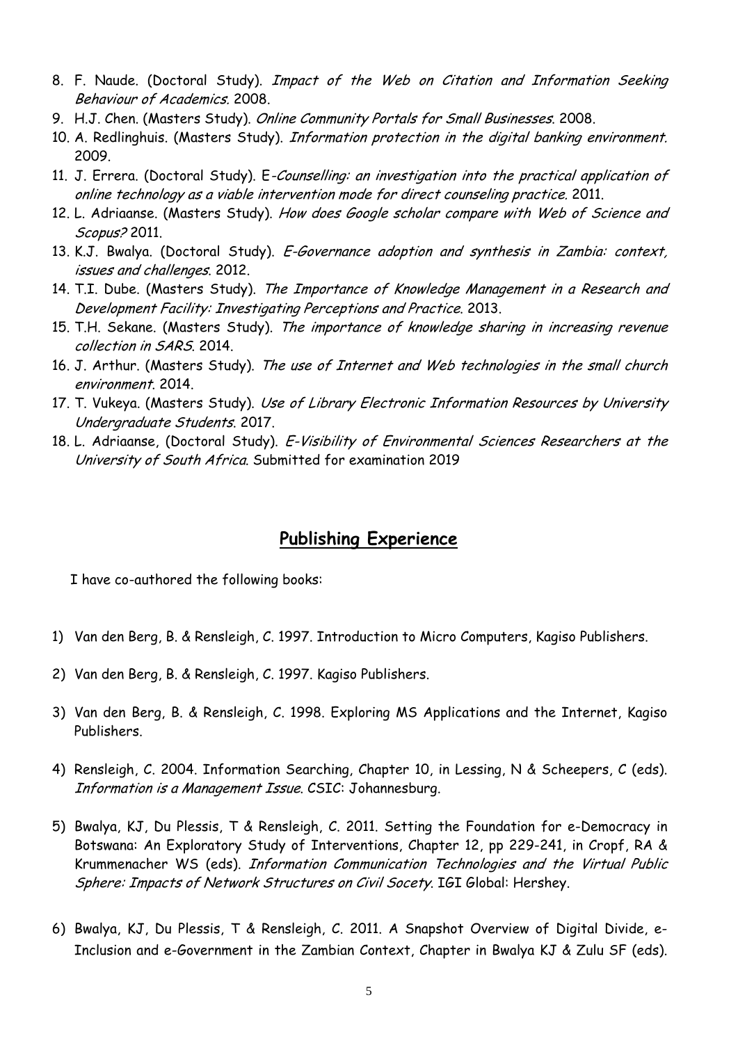8. F. Naude. (Doctoral Study). *Impact of the Web on Citation and Information Seeking Behaviour of Academics*. 2008.
9. H.J. Chen. (Masters Study). *Online Community Portals for Small Businesses*. 2008.
10. A. Redlinghuis. (Masters Study). *Information protection in the digital banking environment.* 2009.
11. J. Errera. (Doctoral Study). E-*Counselling: an investigation into the practical application of online technology as a viable intervention mode for direct counseling practice.* 2011.
12. L. Adriaanse. (Masters Study). *How does Google scholar compare with Web of Science and Scopus?* 2011.
13. K.J. Bwalya. (Doctoral Study). *E-Governance adoption and synthesis in Zambia: context, issues and challenges*. 2012.
14. T.I. Dube. (Masters Study). *The Importance of Knowledge Management in a Research and Development Facility: Investigating Perceptions and Practice*. 2013.
15. T.H. Sekane. (Masters Study). *The importance of knowledge sharing in increasing revenue collection in SARS*. 2014.
16. J. Arthur. (Masters Study). *The use of Internet and Web technologies in the small church environment*. 2014.
17. T. Vukeya. (Masters Study). *Use of Library Electronic Information Resources by University Undergraduate Students*. 2017.
18. L. Adriaanse, (Doctoral Study). *E-Visibility of Environmental Sciences Researchers at the University of South Africa*. Submitted for examination 2019

## Publishing Experience

I have co-authored the following books:

1) Van den Berg, B. & Rensleigh, C. 1997. Introduction to Micro Computers, Kagiso Publishers.

2) Van den Berg, B. & Rensleigh, C. 1997. Kagiso Publishers.

3) Van den Berg, B. & Rensleigh, C. 1998. Exploring MS Applications and the Internet, Kagiso Publishers.

4) Rensleigh, C. 2004. Information Searching, Chapter 10, in Lessing, N & Scheepers, C (eds). *Information is a Management Issue*. CSIC: Johannesburg.

5) Bwalya, KJ, Du Plessis, T & Rensleigh, C. 2011. Setting the Foundation for e-Democracy in Botswana: An Exploratory Study of Interventions, Chapter 12, pp 229-241, in Cropf, RA & Krummenacher WS (eds). *Information Communication Technologies and the Virtual Public Sphere: Impacts of Network Structures on Civil Socety*. IGI Global: Hershey.

6) Bwalya, KJ, Du Plessis, T & Rensleigh, C. 2011. A Snapshot Overview of Digital Divide, e-Inclusion and e-Government in the Zambian Context, Chapter in Bwalya KJ & Zulu SF (eds).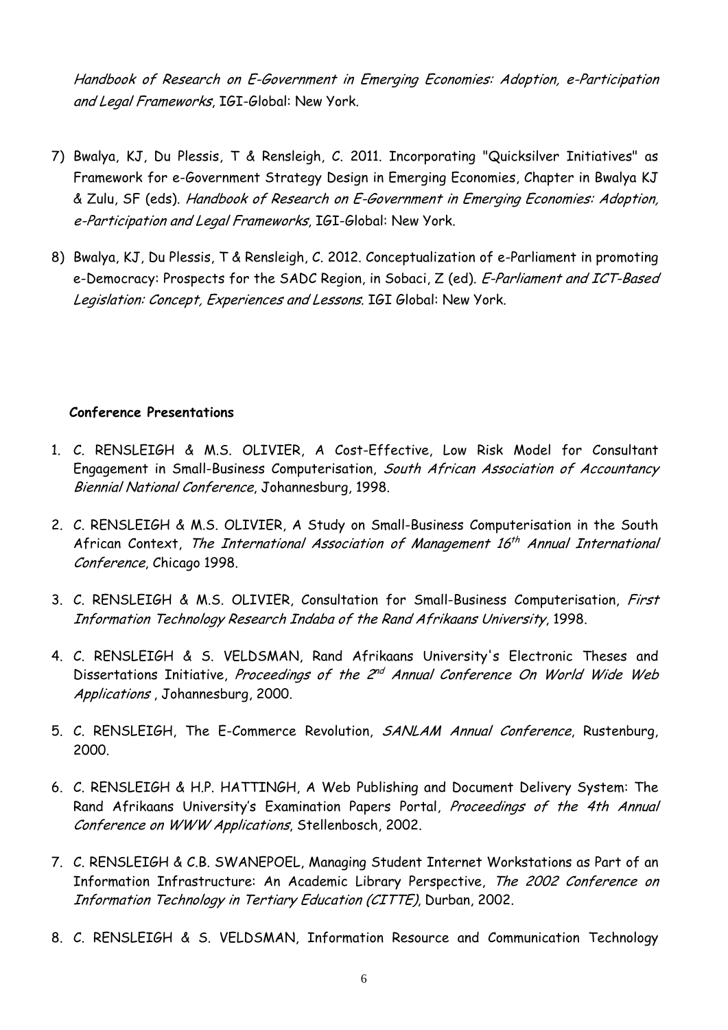*Handbook of Research on E-Government in Emerging Economies: Adoption, e-Participation and Legal Frameworks*, IGI-Global: New York.

7) Bwalya, KJ, Du Plessis, T & Rensleigh, C. 2011. Incorporating "Quicksilver Initiatives" as Framework for e-Government Strategy Design in Emerging Economies, Chapter in Bwalya KJ & Zulu, SF (eds). *Handbook of Research on E-Government in Emerging Economies: Adoption, e-Participation and Legal Frameworks*, IGI-Global: New York.

8) Bwalya, KJ, Du Plessis, T & Rensleigh, C. 2012. Conceptualization of e-Parliament in promoting e-Democracy: Prospects for the SADC Region, in Sobaci, Z (ed). *E-Parliament and ICT-Based Legislation: Concept, Experiences and Lessons*. IGI Global: New York.

**Conference Presentations**

1. C. RENSLEIGH & M.S. OLIVIER, A Cost-Effective, Low Risk Model for Consultant Engagement in Small-Business Computerisation, *South African Association of Accountancy Biennial National Conference*, Johannesburg, 1998.

2. C. RENSLEIGH & M.S. OLIVIER, A Study on Small-Business Computerisation in the South African Context, *The International Association of Management 16th Annual International Conference*, Chicago 1998.

3. C. RENSLEIGH & M.S. OLIVIER, Consultation for Small-Business Computerisation, *First Information Technology Research Indaba of the Rand Afrikaans University*, 1998.

4. C. RENSLEIGH & S. VELDSMAN, Rand Afrikaans University's Electronic Theses and Dissertations Initiative, *Proceedings of the 2nd Annual Conference On World Wide Web Applications* , Johannesburg, 2000.

5. C. RENSLEIGH, The E-Commerce Revolution, *SANLAM Annual Conference*, Rustenburg, 2000.

6. C. RENSLEIGH & H.P. HATTINGH, A Web Publishing and Document Delivery System: The Rand Afrikaans University's Examination Papers Portal, *Proceedings of the 4th Annual Conference on WWW Applications*, Stellenbosch, 2002.

7. C. RENSLEIGH & C.B. SWANEPOEL, Managing Student Internet Workstations as Part of an Information Infrastructure: An Academic Library Perspective, *The 2002 Conference on Information Technology in Tertiary Education (CITTE)*, Durban, 2002.

8. C. RENSLEIGH & S. VELDSMAN, Information Resource and Communication Technology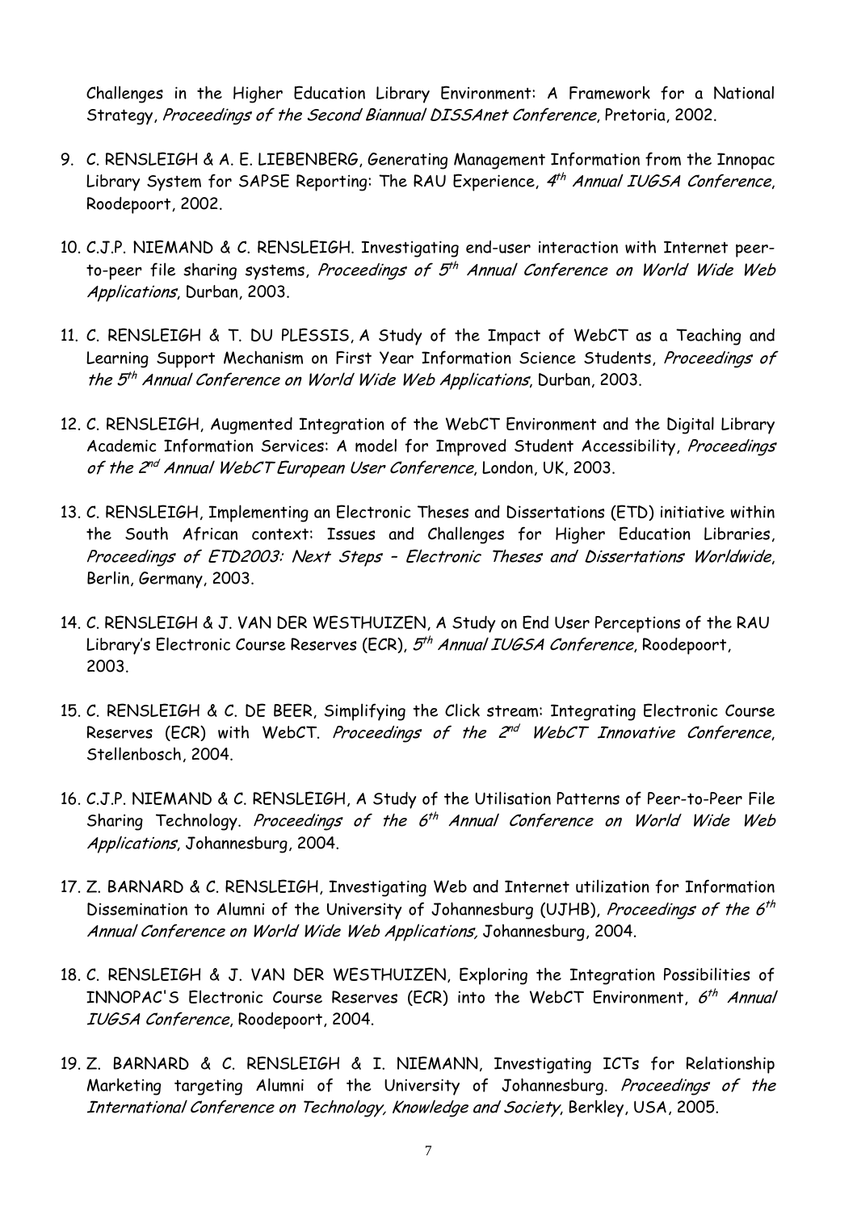Challenges in the Higher Education Library Environment: A Framework for a National Strategy, *Proceedings of the Second Biannual DISSAnet Conference*, Pretoria, 2002.

9. C. RENSLEIGH & A. E. LIEBENBERG, Generating Management Information from the Innopac Library System for SAPSE Reporting: The RAU Experience, *4th Annual IUGSA Conference*, Roodepoort, 2002.

10. C.J.P. NIEMAND & C. RENSLEIGH. Investigating end-user interaction with Internet peer-to-peer file sharing systems, *Proceedings of 5th Annual Conference on World Wide Web Applications*, Durban, 2003.

11. C. RENSLEIGH & T. DU PLESSIS, A Study of the Impact of WebCT as a Teaching and Learning Support Mechanism on First Year Information Science Students, *Proceedings of the 5th Annual Conference on World Wide Web Applications*, Durban, 2003.

12. C. RENSLEIGH, Augmented Integration of the WebCT Environment and the Digital Library Academic Information Services: A model for Improved Student Accessibility, *Proceedings of the 2nd Annual WebCT European User Conference*, London, UK, 2003.

13. C. RENSLEIGH, Implementing an Electronic Theses and Dissertations (ETD) initiative within the South African context: Issues and Challenges for Higher Education Libraries, *Proceedings of ETD2003: Next Steps – Electronic Theses and Dissertations Worldwide*, Berlin, Germany, 2003.

14. C. RENSLEIGH & J. VAN DER WESTHUIZEN, A Study on End User Perceptions of the RAU Library's Electronic Course Reserves (ECR), *5th Annual IUGSA Conference*, Roodepoort, 2003.

15. C. RENSLEIGH & C. DE BEER, Simplifying the Click stream: Integrating Electronic Course Reserves (ECR) with WebCT. *Proceedings of the 2nd WebCT Innovative Conference*, Stellenbosch, 2004.

16. C.J.P. NIEMAND & C. RENSLEIGH, A Study of the Utilisation Patterns of Peer-to-Peer File Sharing Technology. *Proceedings of the 6th Annual Conference on World Wide Web Applications*, Johannesburg, 2004.

17. Z. BARNARD & C. RENSLEIGH, Investigating Web and Internet utilization for Information Dissemination to Alumni of the University of Johannesburg (UJHB), *Proceedings of the 6th Annual Conference on World Wide Web Applications,* Johannesburg, 2004.

18. C. RENSLEIGH & J. VAN DER WESTHUIZEN, Exploring the Integration Possibilities of INNOPAC'S Electronic Course Reserves (ECR) into the WebCT Environment, *6th Annual IUGSA Conference*, Roodepoort, 2004.

19. Z. BARNARD & C. RENSLEIGH & I. NIEMANN, Investigating ICTs for Relationship Marketing targeting Alumni of the University of Johannesburg. *Proceedings of the International Conference on Technology, Knowledge and Society*, Berkley, USA, 2005.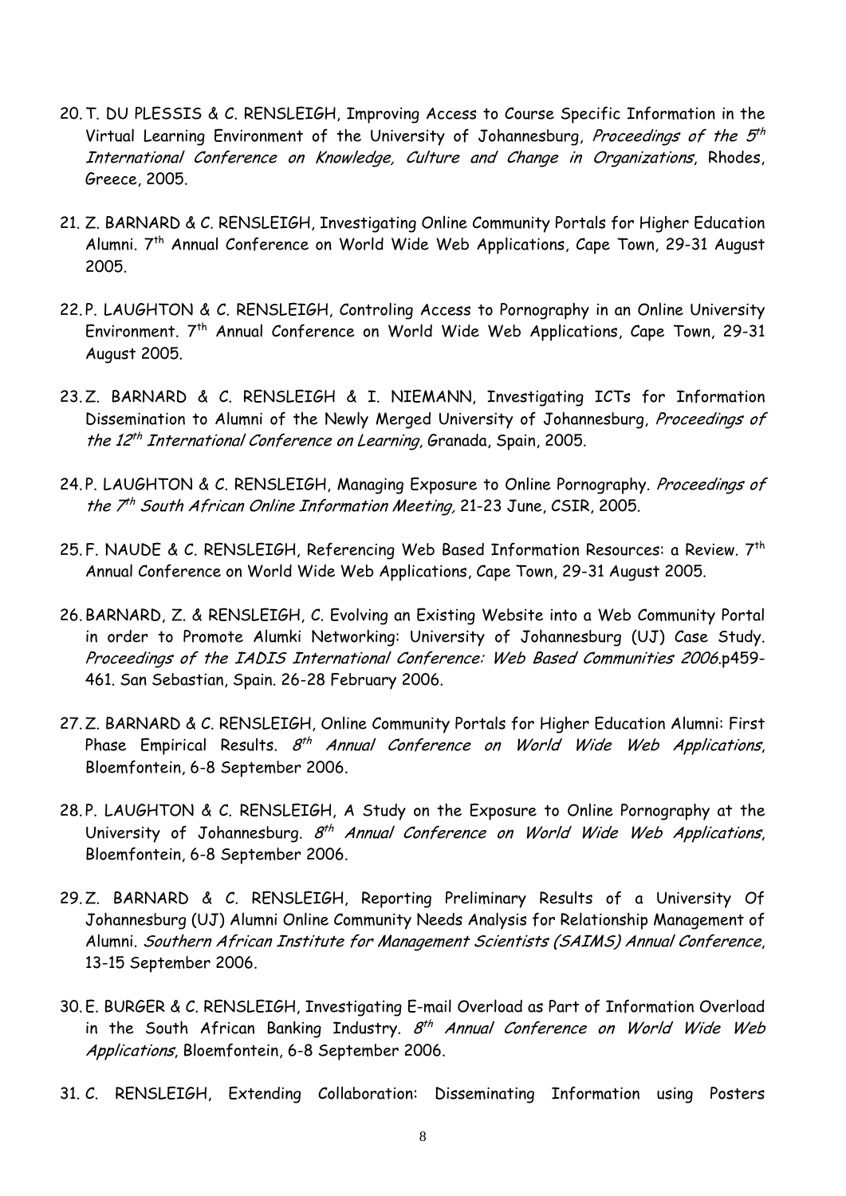20. T. DU PLESSIS & C. RENSLEIGH, Improving Access to Course Specific Information in the Virtual Learning Environment of the University of Johannesburg, *Proceedings of the 5th International Conference on Knowledge, Culture and Change in Organizations*, Rhodes, Greece, 2005.

21. Z. BARNARD & C. RENSLEIGH, Investigating Online Community Portals for Higher Education Alumni. 7th Annual Conference on World Wide Web Applications, Cape Town, 29-31 August 2005.

22. P. LAUGHTON & C. RENSLEIGH, Controling Access to Pornography in an Online University Environment. 7th Annual Conference on World Wide Web Applications, Cape Town, 29-31 August 2005.

23. Z. BARNARD & C. RENSLEIGH & I. NIEMANN, Investigating ICTs for Information Dissemination to Alumni of the Newly Merged University of Johannesburg, *Proceedings of the 12th International Conference on Learning*, Granada, Spain, 2005.

24. P. LAUGHTON & C. RENSLEIGH, Managing Exposure to Online Pornography. *Proceedings of the 7th South African Online Information Meeting,* 21-23 June, CSIR, 2005.

25. F. NAUDE & C. RENSLEIGH, Referencing Web Based Information Resources: a Review. 7th Annual Conference on World Wide Web Applications, Cape Town, 29-31 August 2005.

26. BARNARD, Z. & RENSLEIGH, C. Evolving an Existing Website into a Web Community Portal in order to Promote Alumki Networking: University of Johannesburg (UJ) Case Study. *Proceedings of the IADIS International Conference: Web Based Communities 2006*.p459-461. San Sebastian, Spain. 26-28 February 2006.

27. Z. BARNARD & C. RENSLEIGH, Online Community Portals for Higher Education Alumni: First Phase Empirical Results. *8th Annual Conference on World Wide Web Applications*, Bloemfontein, 6-8 September 2006.

28. P. LAUGHTON & C. RENSLEIGH, A Study on the Exposure to Online Pornography at the University of Johannesburg. *8th Annual Conference on World Wide Web Applications*, Bloemfontein, 6-8 September 2006.

29. Z. BARNARD & C. RENSLEIGH, Reporting Preliminary Results of a University Of Johannesburg (UJ) Alumni Online Community Needs Analysis for Relationship Management of Alumni. *Southern African Institute for Management Scientists (SAIMS) Annual Conference*, 13-15 September 2006.

30. E. BURGER & C. RENSLEIGH, Investigating E-mail Overload as Part of Information Overload in the South African Banking Industry. *8th Annual Conference on World Wide Web Applications*, Bloemfontein, 6-8 September 2006.

31. C. RENSLEIGH, Extending Collaboration: Disseminating Information using Posters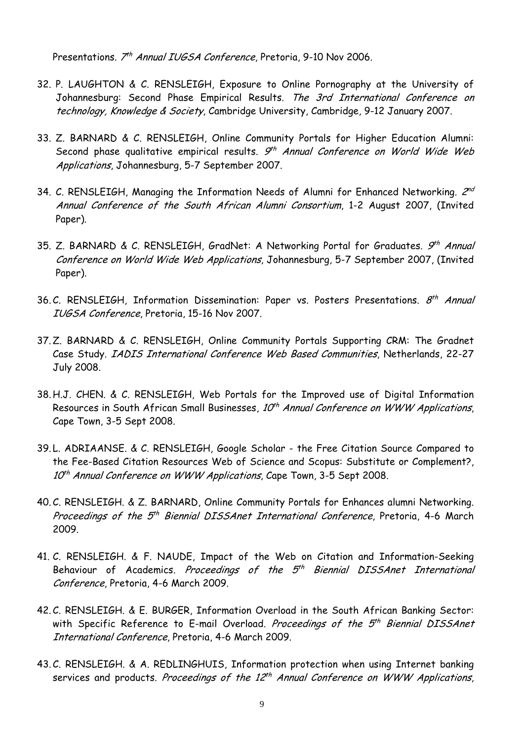Presentations. *7th Annual IUGSA Conference*, Pretoria, 9-10 Nov 2006.

32. P. LAUGHTON & C. RENSLEIGH, Exposure to Online Pornography at the University of Johannesburg: Second Phase Empirical Results. *The 3rd International Conference on technology, Knowledge & Society*, Cambridge University, Cambridge, 9-12 January 2007.

33. Z. BARNARD & C. RENSLEIGH, Online Community Portals for Higher Education Alumni: Second phase qualitative empirical results. *9th Annual Conference on World Wide Web Applications*, Johannesburg, 5-7 September 2007.

34. C. RENSLEIGH, Managing the Information Needs of Alumni for Enhanced Networking. *2nd Annual Conference of the South African Alumni Consortium*, 1-2 August 2007, (Invited Paper).

35. Z. BARNARD & C. RENSLEIGH, GradNet: A Networking Portal for Graduates. *9th Annual Conference on World Wide Web Applications*, Johannesburg, 5-7 September 2007, (Invited Paper).

36. C. RENSLEIGH, Information Dissemination: Paper vs. Posters Presentations. *8th Annual IUGSA Conference*, Pretoria, 15-16 Nov 2007.

37. Z. BARNARD & C. RENSLEIGH, Online Community Portals Supporting CRM: The Gradnet Case Study. *IADIS International Conference Web Based Communities*, Netherlands, 22-27 July 2008.

38. H.J. CHEN. & C. RENSLEIGH, Web Portals for the Improved use of Digital Information Resources in South African Small Businesses, *10th Annual Conference on WWW Applications*, Cape Town, 3-5 Sept 2008.

39. L. ADRIAANSE. & C. RENSLEIGH, Google Scholar - the Free Citation Source Compared to the Fee-Based Citation Resources Web of Science and Scopus: Substitute or Complement?, *10th Annual Conference on WWW Applications*, Cape Town, 3-5 Sept 2008.

40. C. RENSLEIGH. & Z. BARNARD, Online Community Portals for Enhances alumni Networking. *Proceedings of the 5th Biennial DISSAnet International Conference*, Pretoria, 4-6 March 2009.

41. C. RENSLEIGH. & F. NAUDE, Impact of the Web on Citation and Information-Seeking Behaviour of Academics. *Proceedings of the 5th Biennial DISSAnet International Conference*, Pretoria, 4-6 March 2009.

42. C. RENSLEIGH. & E. BURGER, Information Overload in the South African Banking Sector: with Specific Reference to E-mail Overload. *Proceedings of the 5th Biennial DISSAnet International Conference*, Pretoria, 4-6 March 2009.

43. C. RENSLEIGH. & A. REDLINGHUIS, Information protection when using Internet banking services and products. *Proceedings of the 12th Annual Conference on WWW Applications*,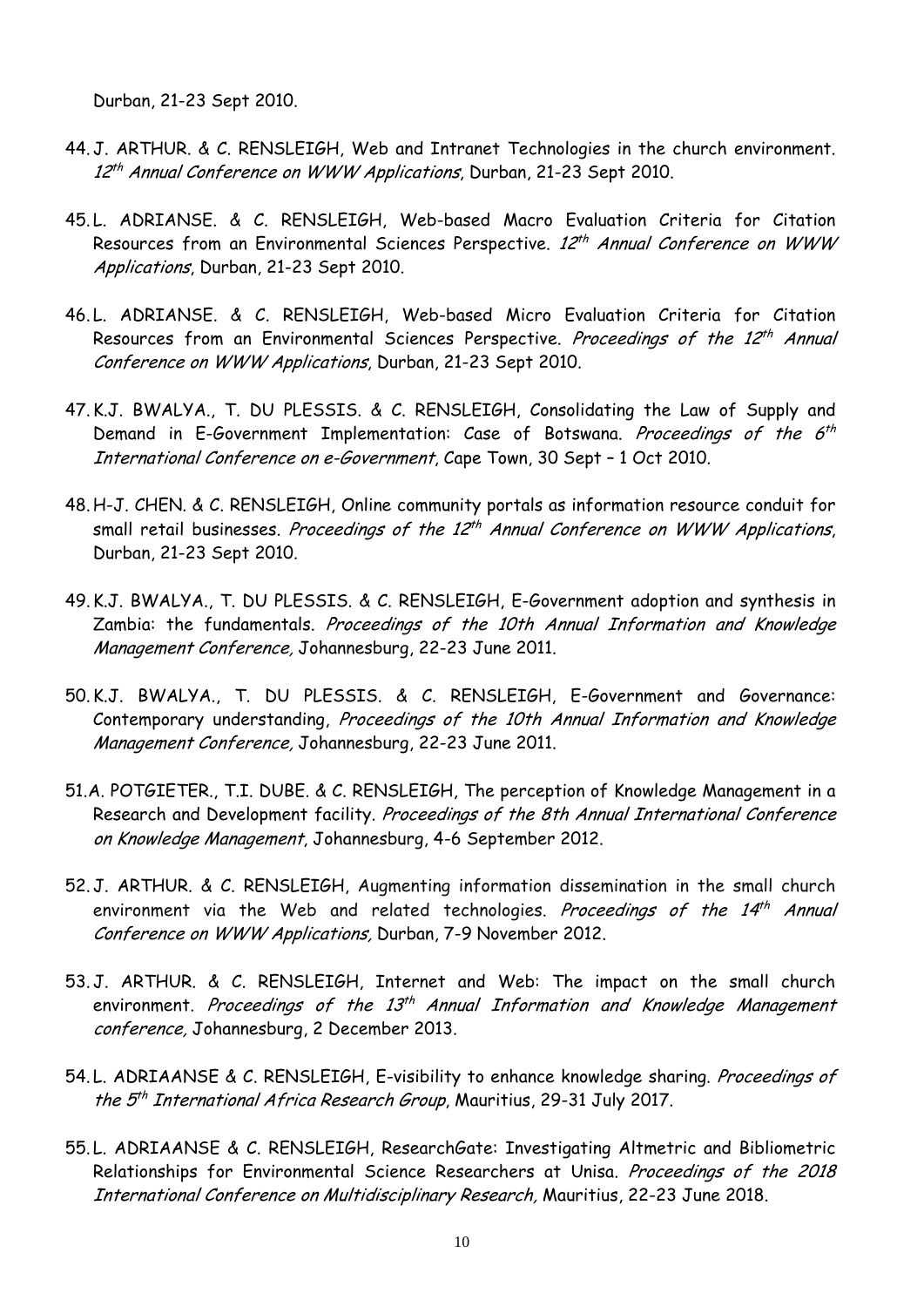Durban, 21-23 Sept 2010.

44. J. ARTHUR. & C. RENSLEIGH, Web and Intranet Technologies in the church environment. *12th Annual Conference on WWW Applications*, Durban, 21-23 Sept 2010.

45. L. ADRIANSE. & C. RENSLEIGH, Web-based Macro Evaluation Criteria for Citation Resources from an Environmental Sciences Perspective. *12th Annual Conference on WWW Applications*, Durban, 21-23 Sept 2010.

46. L. ADRIANSE. & C. RENSLEIGH, Web-based Micro Evaluation Criteria for Citation Resources from an Environmental Sciences Perspective. *Proceedings of the 12th Annual Conference on WWW Applications*, Durban, 21-23 Sept 2010.

47. K.J. BWALYA., T. DU PLESSIS. & C. RENSLEIGH, Consolidating the Law of Supply and Demand in E-Government Implementation: Case of Botswana. *Proceedings of the 6th International Conference on e-Government*, Cape Town, 30 Sept – 1 Oct 2010.

48. H-J. CHEN. & C. RENSLEIGH, Online community portals as information resource conduit for small retail businesses. *Proceedings of the 12th Annual Conference on WWW Applications*, Durban, 21-23 Sept 2010.

49. K.J. BWALYA., T. DU PLESSIS. & C. RENSLEIGH, E-Government adoption and synthesis in Zambia: the fundamentals. *Proceedings of the 10th Annual Information and Knowledge Management Conference,* Johannesburg, 22-23 June 2011.

50. K.J. BWALYA., T. DU PLESSIS. & C. RENSLEIGH, E-Government and Governance: Contemporary understanding, *Proceedings of the 10th Annual Information and Knowledge Management Conference,* Johannesburg, 22-23 June 2011.

51. A. POTGIETER., T.I. DUBE. & C. RENSLEIGH, The perception of Knowledge Management in a Research and Development facility. *Proceedings of the 8th Annual International Conference on Knowledge Management*, Johannesburg, 4-6 September 2012.

52. J. ARTHUR. & C. RENSLEIGH, Augmenting information dissemination in the small church environment via the Web and related technologies. *Proceedings of the 14th Annual Conference on WWW Applications,* Durban, 7-9 November 2012.

53. J. ARTHUR. & C. RENSLEIGH, Internet and Web: The impact on the small church environment. *Proceedings of the 13th Annual Information and Knowledge Management conference,* Johannesburg, 2 December 2013.

54. L. ADRIAANSE & C. RENSLEIGH, E-visibility to enhance knowledge sharing. *Proceedings of the 5th International Africa Research Group*, Mauritius, 29-31 July 2017.

55. L. ADRIAANSE & C. RENSLEIGH, ResearchGate: Investigating Altmetric and Bibliometric Relationships for Environmental Science Researchers at Unisa. *Proceedings of the 2018 International Conference on Multidisciplinary Research,* Mauritius, 22-23 June 2018.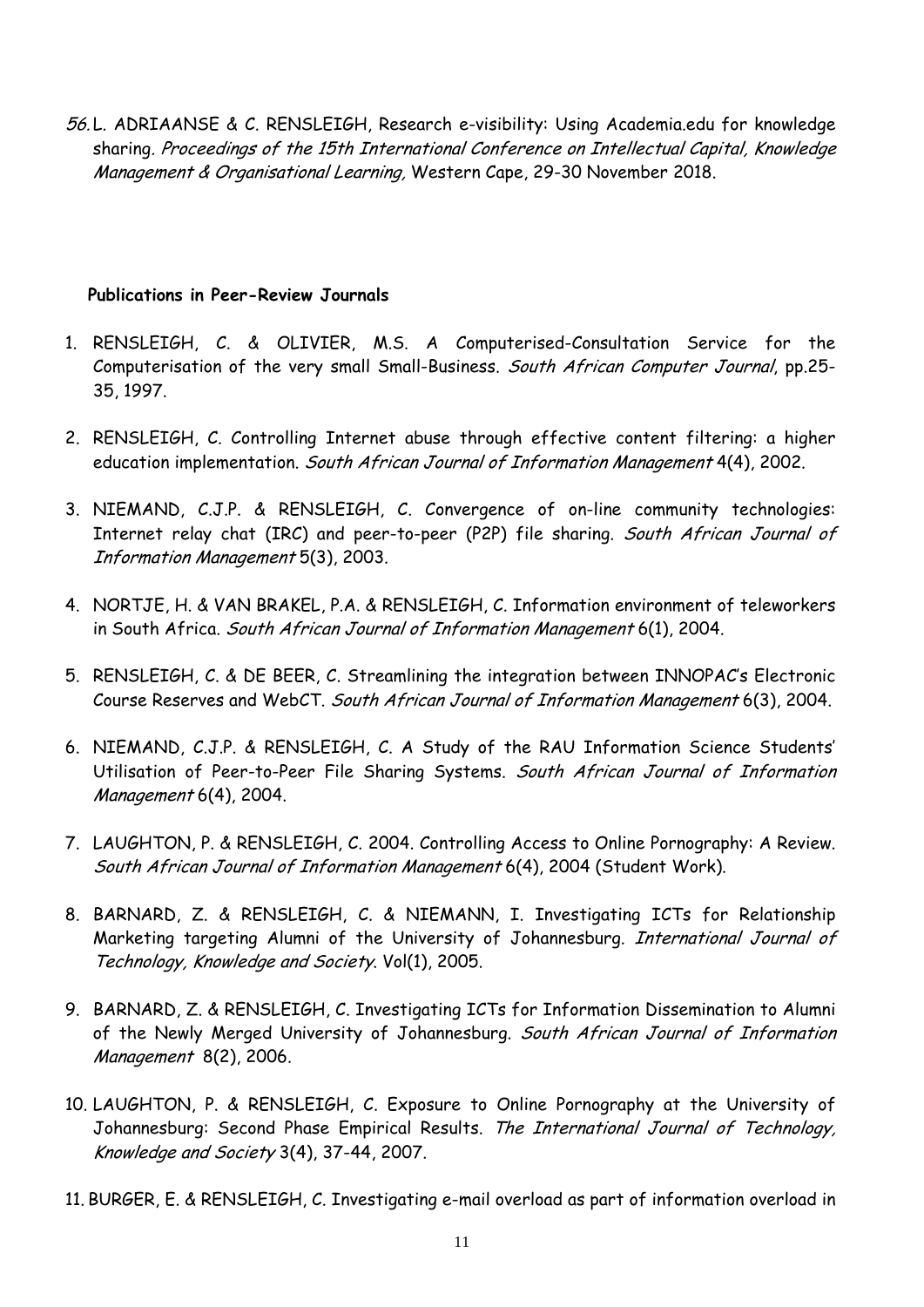56. L. ADRIAANSE & C. RENSLEIGH, Research e-visibility: Using Academia.edu for knowledge sharing. *Proceedings of the 15th International Conference on Intellectual Capital, Knowledge Management & Organisational Learning,* Western Cape, 29-30 November 2018.

**Publications in Peer-Review Journals**

1. RENSLEIGH, C. & OLIVIER, M.S. A Computerised-Consultation Service for the Computerisation of the very small Small-Business. *South African Computer Journal*, pp.25-35, 1997.

2. RENSLEIGH, C. Controlling Internet abuse through effective content filtering: a higher education implementation. *South African Journal of Information Management* 4(4), 2002.

3. NIEMAND, C.J.P. & RENSLEIGH, C. Convergence of on-line community technologies: Internet relay chat (IRC) and peer-to-peer (P2P) file sharing. *South African Journal of Information Management* 5(3), 2003.

4. NORTJE, H. & VAN BRAKEL, P.A. & RENSLEIGH, C. Information environment of teleworkers in South Africa. *South African Journal of Information Management* 6(1), 2004.

5. RENSLEIGH, C. & DE BEER, C. Streamlining the integration between INNOPAC's Electronic Course Reserves and WebCT. *South African Journal of Information Management* 6(3), 2004.

6. NIEMAND, C.J.P. & RENSLEIGH, C. A Study of the RAU Information Science Students' Utilisation of Peer-to-Peer File Sharing Systems. *South African Journal of Information Management* 6(4), 2004.

7. LAUGHTON, P. & RENSLEIGH, C. 2004. Controlling Access to Online Pornography: A Review. *South African Journal of Information Management* 6(4), 2004 (Student Work).

8. BARNARD, Z. & RENSLEIGH, C. & NIEMANN, I. Investigating ICTs for Relationship Marketing targeting Alumni of the University of Johannesburg. *International Journal of Technology, Knowledge and Society*. Vol(1), 2005.

9. BARNARD, Z. & RENSLEIGH, C. Investigating ICTs for Information Dissemination to Alumni of the Newly Merged University of Johannesburg. *South African Journal of Information Management* 8(2), 2006.

10. LAUGHTON, P. & RENSLEIGH, C. Exposure to Online Pornography at the University of Johannesburg: Second Phase Empirical Results. *The International Journal of Technology, Knowledge and Society* 3(4), 37-44, 2007.

11. BURGER, E. & RENSLEIGH, C. Investigating e-mail overload as part of information overload in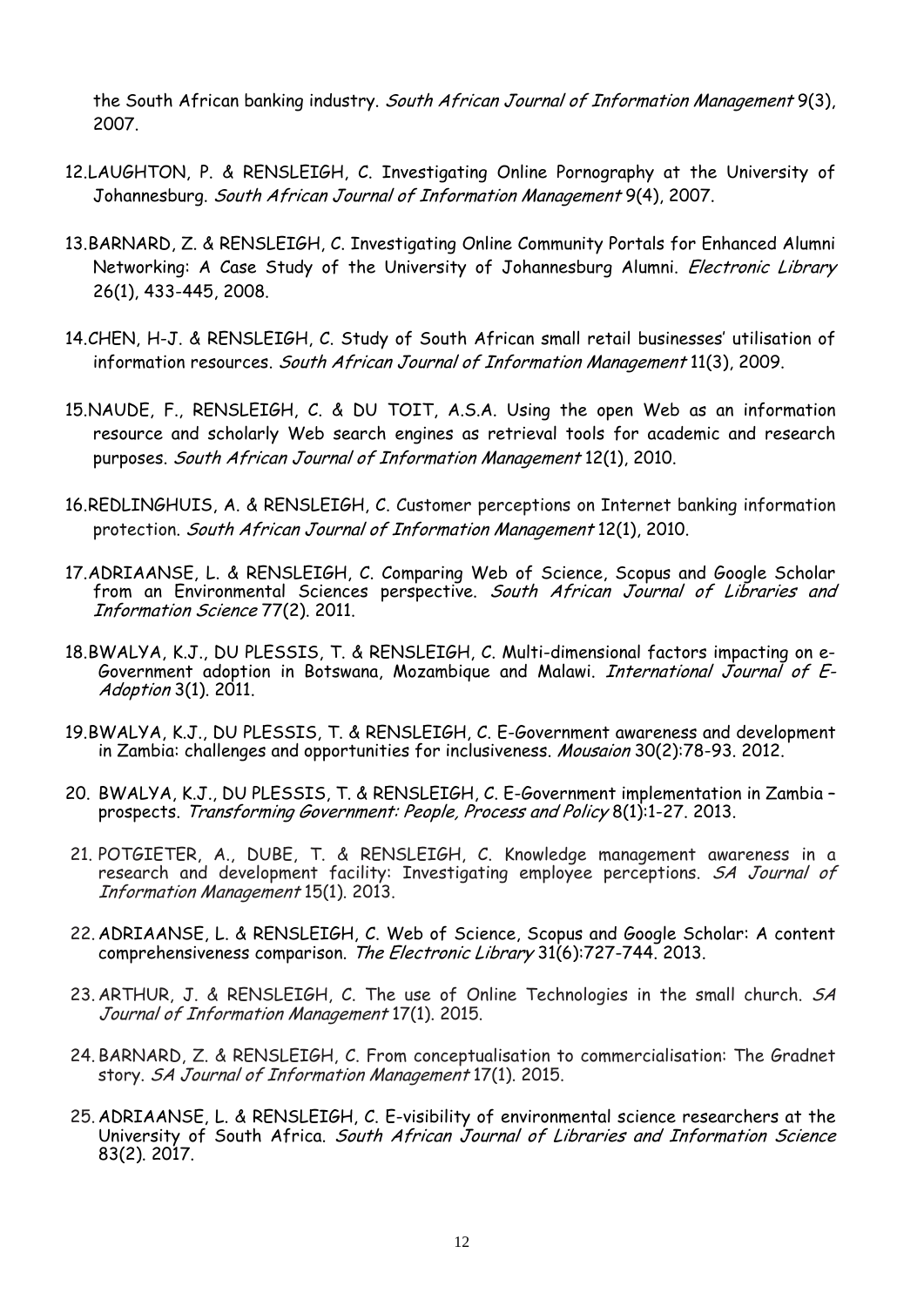the South African banking industry. *South African Journal of Information Management* 9(3), 2007.

12. LAUGHTON, P. & RENSLEIGH, C. Investigating Online Pornography at the University of Johannesburg. *South African Journal of Information Management* 9(4), 2007.

13. BARNARD, Z. & RENSLEIGH, C. Investigating Online Community Portals for Enhanced Alumni Networking: A Case Study of the University of Johannesburg Alumni. *Electronic Library* 26(1), 433-445, 2008.

14. CHEN, H-J. & RENSLEIGH, C. Study of South African small retail businesses' utilisation of information resources. *South African Journal of Information Management* 11(3), 2009.

15. NAUDE, F., RENSLEIGH, C. & DU TOIT, A.S.A. Using the open Web as an information resource and scholarly Web search engines as retrieval tools for academic and research purposes. *South African Journal of Information Management* 12(1), 2010.

16. REDLINGHUIS, A. & RENSLEIGH, C. Customer perceptions on Internet banking information protection. *South African Journal of Information Management* 12(1), 2010.

17. ADRIAANSE, L. & RENSLEIGH, C. Comparing Web of Science, Scopus and Google Scholar from an Environmental Sciences perspective. *South African Journal of Libraries and Information Science* 77(2). 2011.

18. BWALYA, K.J., DU PLESSIS, T. & RENSLEIGH, C. Multi-dimensional factors impacting on e-Government adoption in Botswana, Mozambique and Malawi. *International Journal of E-Adoption* 3(1). 2011.

19. BWALYA, K.J., DU PLESSIS, T. & RENSLEIGH, C. E-Government awareness and development in Zambia: challenges and opportunities for inclusiveness. *Mousaion* 30(2):78-93. 2012.

20. BWALYA, K.J., DU PLESSIS, T. & RENSLEIGH, C. E-Government implementation in Zambia – prospects. *Transforming Government: People, Process and Policy* 8(1):1-27. 2013.

21. POTGIETER, A., DUBE, T. & RENSLEIGH, C. Knowledge management awareness in a research and development facility: Investigating employee perceptions. *SA Journal of Information Management* 15(1). 2013.

22. ADRIAANSE, L. & RENSLEIGH, C. Web of Science, Scopus and Google Scholar: A content comprehensiveness comparison. *The Electronic Library* 31(6):727-744. 2013.

23. ARTHUR, J. & RENSLEIGH, C. The use of Online Technologies in the small church. *SA Journal of Information Management* 17(1). 2015.

24. BARNARD, Z. & RENSLEIGH, C. From conceptualisation to commercialisation: The Gradnet story. *SA Journal of Information Management* 17(1). 2015.

25. ADRIAANSE, L. & RENSLEIGH, C. E-visibility of environmental science researchers at the University of South Africa. *South African Journal of Libraries and Information Science* 83(2). 2017.